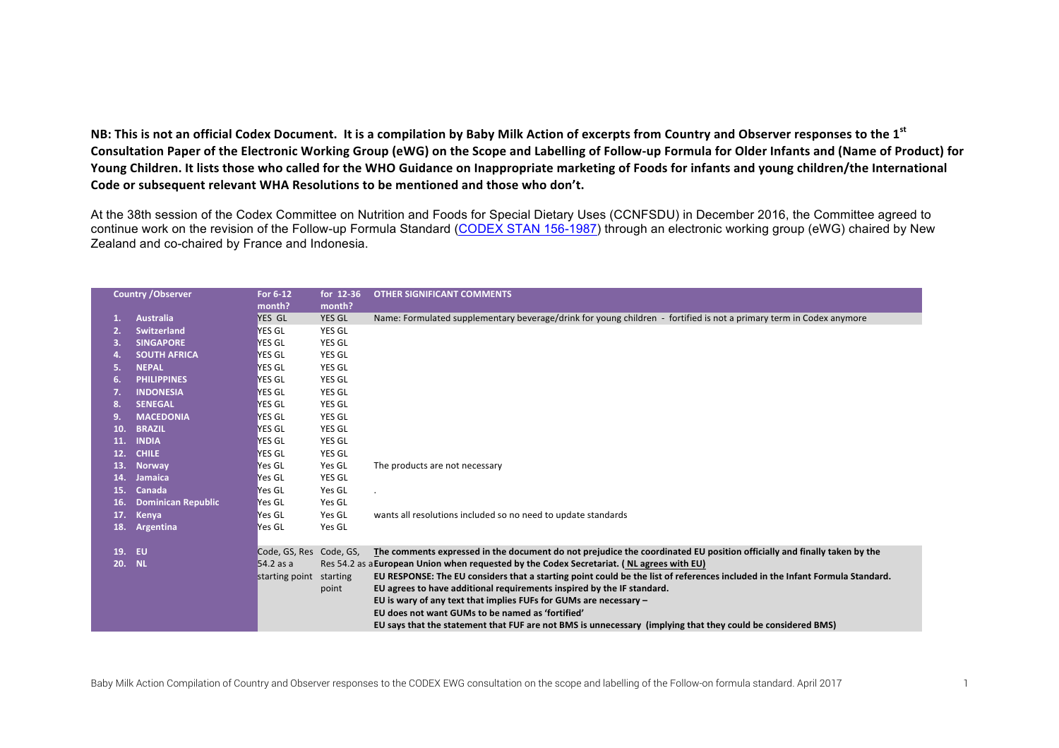**NB: This is not an official Codex Document. It is a compilation by Baby Milk Action of excerpts from Country and Observer responses to the 1st Consultation Paper of the Electronic Working Group (eWG) on the Scope and Labelling of Follow-up Formula for Older Infants and (Name of Product) for Young Children. It lists those who called for the WHO Guidance on Inappropriate marketing of Foods for infants and young children/the International Code or subsequent relevant WHA Resolutions to be mentioned and those who don't.**

At the 38th session of the Codex Committee on Nutrition and Foods for Special Dietary Uses (CCNFSDU) in December 2016, the Committee agreed to continue work on the revision of the Follow-up Formula Standard (CODEX STAN 156-1987) through an electronic working group (eWG) chaired by New Zealand and co-chaired by France and Indonesia.

| Country /Observer | For 6-12 month? | for 12-36 month? | OTHER SIGNIFICANT COMMENTS |
|---|---|---|---|
| 1. Australia | YES GL | YES GL | Name: Formulated supplementary beverage/drink for young children - fortified is not a primary term in Codex anymore |
| 2. Switzerland | YES GL | YES GL | |
| 3. SINGAPORE | YES GL | YES GL | |
| 4. SOUTH AFRICA | YES GL | YES GL | |
| 5. NEPAL | YES GL | YES GL | |
| 6. PHILIPPINES | YES GL | YES GL | |
| 7. INDONESIA | YES GL | YES GL | |
| 8. SENEGAL | YES GL | YES GL | |
| 9. MACEDONIA | YES GL | YES GL | |
| 10. BRAZIL | YES GL | YES GL | |
| 11. INDIA | YES GL | YES GL | |
| 12. CHILE | YES GL | YES GL | |
| 13. Norway | Yes GL | Yes GL | The products are not necessary |
| 14. Jamaica | Yes GL | YES GL | |
| 15. Canada | Yes GL | Yes GL | . |
| 16. Dominican Republic | Yes GL | Yes GL | |
| 17. Kenya | Yes GL | Yes GL | wants all resolutions included so no need to update standards |
| 18. Argentina | Yes GL | Yes GL | |
| 19. EU<br>20. NL | Code, GS, Res 54.2 as a starting point | Code, GS, Res 54.2 as a starting point | **The comments expressed in the document do not prejudice the coordinated EU position officially and finally taken by the European Union when requested by the Codex Secretariat. ( NL agrees with EU)**<br>**EU RESPONSE: The EU considers that a starting point could be the list of references included in the Infant Formula Standard.**<br>**EU agrees to have additional requirements inspired by the IF standard.**<br>**EU is wary of any text that implies FUFs for GUMs are necessary –**<br>**EU does not want GUMs to be named as 'fortified'**<br>**EU says that the statement that FUF are not BMS is unnecessary (implying that they could be considered BMS)** |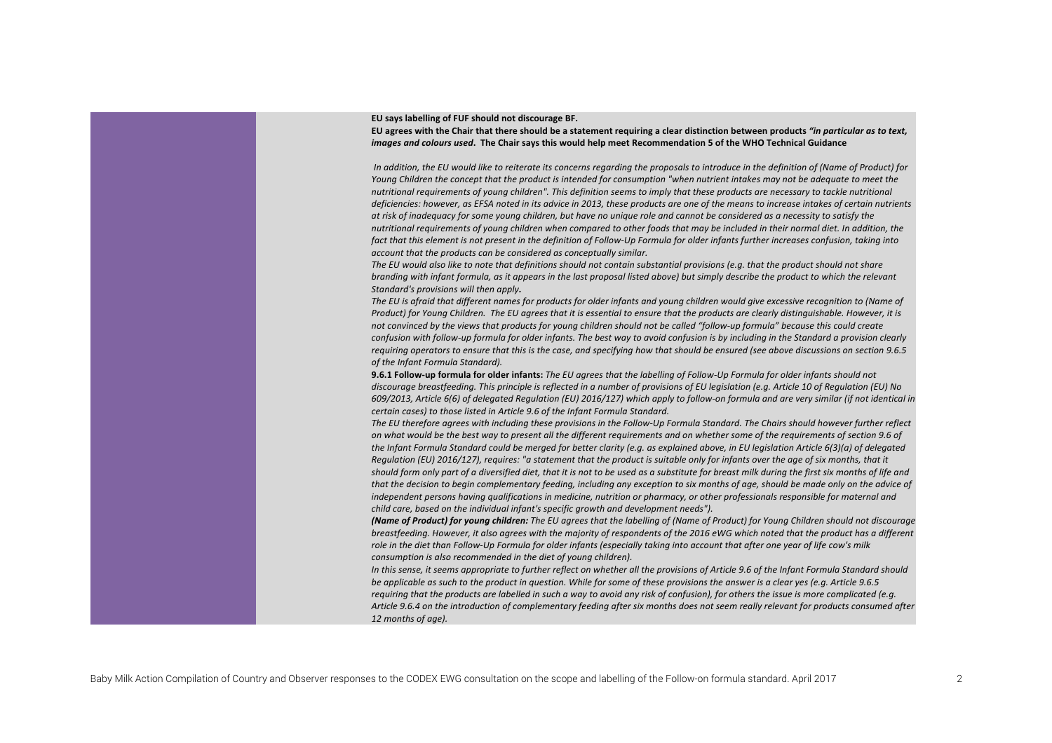**EU says labelling of FUF should not discourage BF.**

**EU agrees with the Chair that there should be a statement requiring a clear distinction between products *"in particular as to text, images and colours used*. The Chair says this would help meet Recommendation 5 of the WHO Technical Guidance**

*In addition, the EU would like to reiterate its concerns regarding the proposals to introduce in the definition of (Name of Product) for Young Children the concept that the product is intended for consumption "when nutrient intakes may not be adequate to meet the nutritional requirements of young children". This definition seems to imply that these products are necessary to tackle nutritional deficiencies: however, as EFSA noted in its advice in 2013, these products are one of the means to increase intakes of certain nutrients at risk of inadequacy for some young children, but have no unique role and cannot be considered as a necessity to satisfy the nutritional requirements of young children when compared to other foods that may be included in their normal diet. In addition, the fact that this element is not present in the definition of Follow-Up Formula for older infants further increases confusion, taking into account that the products can be considered as conceptually similar.*

*The EU would also like to note that definitions should not contain substantial provisions (e.g. that the product should not share branding with infant formula, as it appears in the last proposal listed above) but simply describe the product to which the relevant Standard's provisions will then apply.*

*The EU is afraid that different names for products for older infants and young children would give excessive recognition to (Name of Product) for Young Children. The EU agrees that it is essential to ensure that the products are clearly distinguishable. However, it is not convinced by the views that products for young children should not be called "follow-up formula" because this could create confusion with follow-up formula for older infants. The best way to avoid confusion is by including in the Standard a provision clearly requiring operators to ensure that this is the case, and specifying how that should be ensured (see above discussions on section 9.6.5 of the Infant Formula Standard).*

**9.6.1 Follow-up formula for older infants:** *The EU agrees that the labelling of Follow-Up Formula for older infants should not discourage breastfeeding. This principle is reflected in a number of provisions of EU legislation (e.g. Article 10 of Regulation (EU) No 609/2013, Article 6(6) of delegated Regulation (EU) 2016/127) which apply to follow-on formula and are very similar (if not identical in certain cases) to those listed in Article 9.6 of the Infant Formula Standard.*

*The EU therefore agrees with including these provisions in the Follow-Up Formula Standard. The Chairs should however further reflect on what would be the best way to present all the different requirements and on whether some of the requirements of section 9.6 of the Infant Formula Standard could be merged for better clarity (e.g. as explained above, in EU legislation Article 6(3)(a) of delegated Regulation (EU) 2016/127), requires: "a statement that the product is suitable only for infants over the age of six months, that it should form only part of a diversified diet, that it is not to be used as a substitute for breast milk during the first six months of life and that the decision to begin complementary feeding, including any exception to six months of age, should be made only on the advice of independent persons having qualifications in medicine, nutrition or pharmacy, or other professionals responsible for maternal and child care, based on the individual infant's specific growth and development needs").*

***(Name of Product) for young children:*** *The EU agrees that the labelling of (Name of Product) for Young Children should not discourage breastfeeding. However, it also agrees with the majority of respondents of the 2016 eWG which noted that the product has a different role in the diet than Follow-Up Formula for older infants (especially taking into account that after one year of life cow's milk consumption is also recommended in the diet of young children).*

*In this sense, it seems appropriate to further reflect on whether all the provisions of Article 9.6 of the Infant Formula Standard should be applicable as such to the product in question. While for some of these provisions the answer is a clear yes (e.g. Article 9.6.5 requiring that the products are labelled in such a way to avoid any risk of confusion), for others the issue is more complicated (e.g. Article 9.6.4 on the introduction of complementary feeding after six months does not seem really relevant for products consumed after 12 months of age).*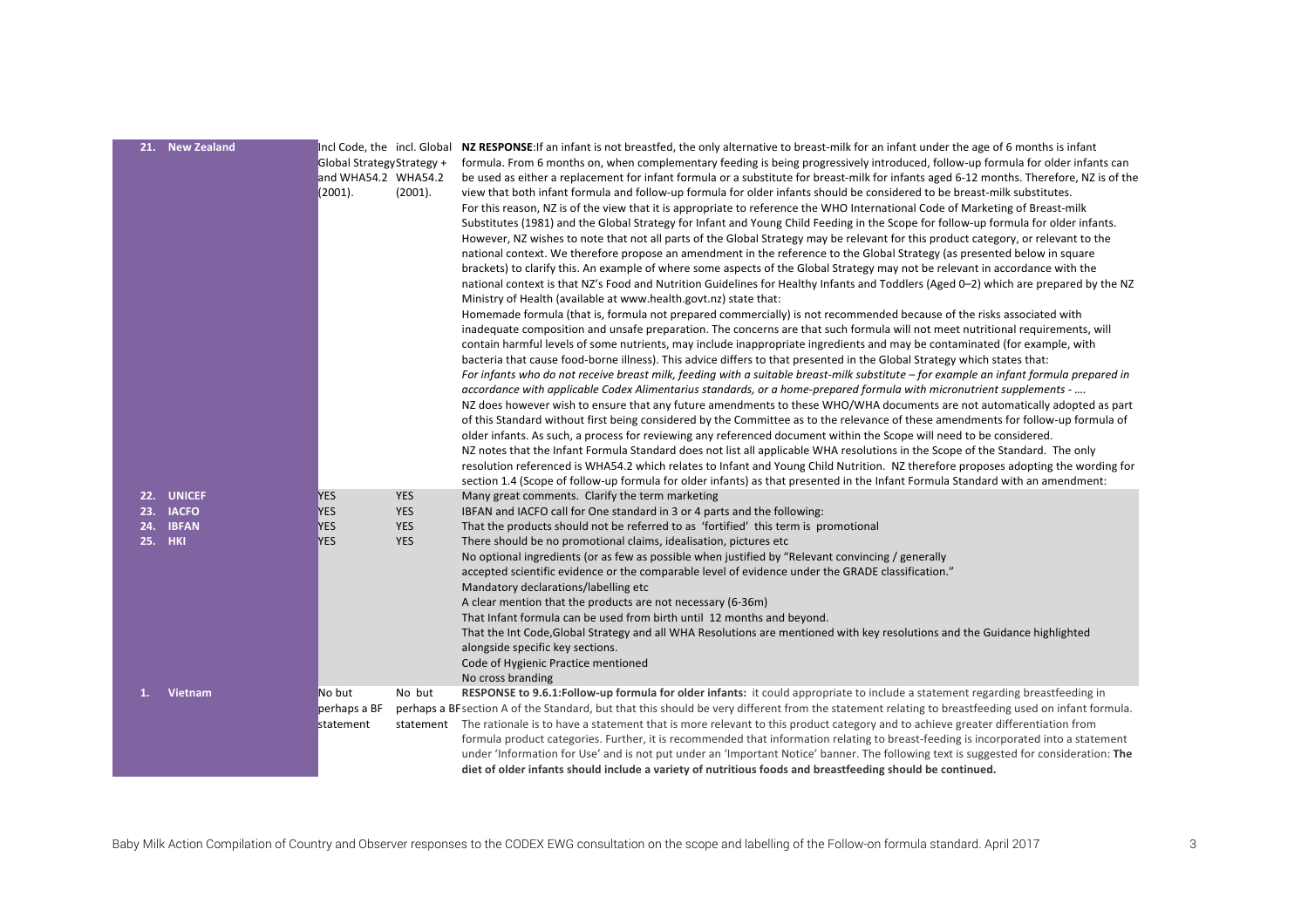| | | | |
|---|---|---|---|
| 21. New Zealand | Incl Code, the Global Strategy and WHA54.2 (2001). | incl. Global Strategy + WHA54.2 (2001). | **NZ RESPONSE**:If an infant is not breastfed, the only alternative to breast-milk for an infant under the age of 6 months is infant formula. From 6 months on, when complementary feeding is being progressively introduced, follow-up formula for older infants can be used as either a replacement for infant formula or a substitute for breast-milk for infants aged 6-12 months. Therefore, NZ is of the view that both infant formula and follow-up formula for older infants should be considered to be breast-milk substitutes. For this reason, NZ is of the view that it is appropriate to reference the WHO International Code of Marketing of Breast-milk Substitutes (1981) and the Global Strategy for Infant and Young Child Feeding in the Scope for follow-up formula for older infants. However, NZ wishes to note that not all parts of the Global Strategy may be relevant for this product category, or relevant to the national context. We therefore propose an amendment in the reference to the Global Strategy (as presented below in square brackets) to clarify this. An example of where some aspects of the Global Strategy may not be relevant in accordance with the national context is that NZ's Food and Nutrition Guidelines for Healthy Infants and Toddlers (Aged 0–2) which are prepared by the NZ Ministry of Health (available at www.health.govt.nz) state that: Homemade formula (that is, formula not prepared commercially) is not recommended because of the risks associated with inadequate composition and unsafe preparation. The concerns are that such formula will not meet nutritional requirements, will contain harmful levels of some nutrients, may include inappropriate ingredients and may be contaminated (for example, with bacteria that cause food-borne illness). This advice differs to that presented in the Global Strategy which states that: *For infants who do not receive breast milk, feeding with a suitable breast-milk substitute – for example an infant formula prepared in accordance with applicable Codex Alimentarius standards, or a home-prepared formula with micronutrient supplements - ….* NZ does however wish to ensure that any future amendments to these WHO/WHA documents are not automatically adopted as part of this Standard without first being considered by the Committee as to the relevance of these amendments for follow-up formula of older infants. As such, a process for reviewing any referenced document within the Scope will need to be considered. NZ notes that the Infant Formula Standard does not list all applicable WHA resolutions in the Scope of the Standard. The only resolution referenced is WHA54.2 which relates to Infant and Young Child Nutrition. NZ therefore proposes adopting the wording for section 1.4 (Scope of follow-up formula for older infants) as that presented in the Infant Formula Standard with an amendment: |
| 22. UNICEF<br>23. IACFO<br>24. IBFAN<br>25. HKI | YES<br>YES<br>YES<br>YES | YES<br>YES<br>YES<br>YES | Many great comments. Clarify the term marketing<br>IBFAN and IACFO call for One standard in 3 or 4 parts and the following:<br>That the products should not be referred to as 'fortified' this term is promotional<br>There should be no promotional claims, idealisation, pictures etc<br>No optional ingredients (or as few as possible when justified by "Relevant convincing / generally accepted scientific evidence or the comparable level of evidence under the GRADE classification."<br>Mandatory declarations/labelling etc<br>A clear mention that the products are not necessary (6-36m)<br>That Infant formula can be used from birth until 12 months and beyond.<br>That the Int Code,Global Strategy and all WHA Resolutions are mentioned with key resolutions and the Guidance highlighted alongside specific key sections.<br>Code of Hygienic Practice mentioned<br>No cross branding |
| 1. Vietnam | No but perhaps a BF statement | No but perhaps a BF statement | **RESPONSE to 9.6.1:Follow-up formula for older infants:** it could appropriate to include a statement regarding breastfeeding in section A of the Standard, but that this should be very different from the statement relating to breastfeeding used on infant formula. The rationale is to have a statement that is more relevant to this product category and to achieve greater differentiation from formula product categories. Further, it is recommended that information relating to breast-feeding is incorporated into a statement under 'Information for Use' and is not put under an 'Important Notice' banner. The following text is suggested for consideration: **The diet of older infants should include a variety of nutritious foods and breastfeeding should be continued.** |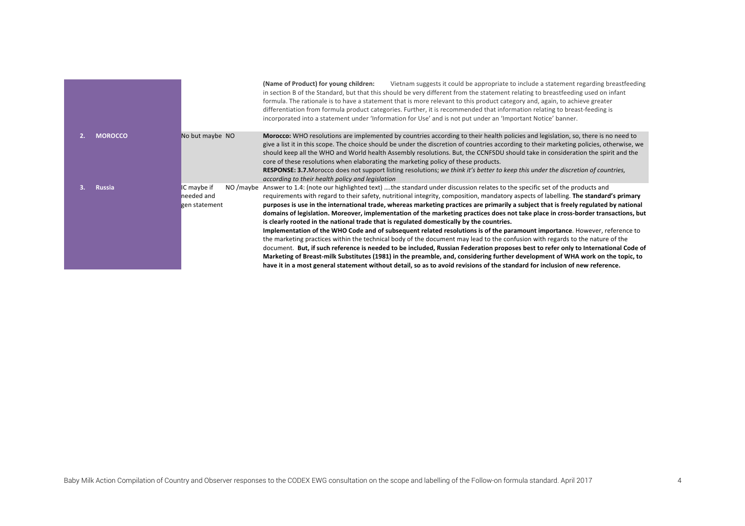| | | | |
|---|---|---|---|
| | | | **(Name of Product) for young children:** Vietnam suggests it could be appropriate to include a statement regarding breastfeeding in section B of the Standard, but that this should be very different from the statement relating to breastfeeding used on infant formula. The rationale is to have a statement that is more relevant to this product category and, again, to achieve greater differentiation from formula product categories. Further, it is recommended that information relating to breast-feeding is incorporated into a statement under 'Information for Use' and is not put under an 'Important Notice' banner. |
| **2. MOROCCO** | No but maybe | NO | **Morocco:** WHO resolutions are implemented by countries according to their health policies and legislation, so, there is no need to give a list it in this scope. The choice should be under the discretion of countries according to their marketing policies, otherwise, we should keep all the WHO and World health Assembly resolutions. But, the CCNFSDU should take in consideration the spirit and the core of these resolutions when elaborating the marketing policy of these products.<br>**RESPONSE: 3.7.** Morocco does not support listing resolutions; *we think it's better to keep this under the discretion of countries, according to their health policy and legislation* |
| **3. Russia** | IC maybe if needed and gen statement | NO /maybe | Answer to 1.4: (note our highlighted text) ….the standard under discussion relates to the specific set of the products and requirements with regard to their safety, nutritional integrity, composition, mandatory aspects of labelling. **The standard's primary purposes is use in the international trade, whereas marketing practices are primarily a subject that is freely regulated by national domains of legislation. Moreover, implementation of the marketing practices does not take place in cross-border transactions, but is clearly rooted in the national trade that is regulated domestically by the countries.**<br>**Implementation of the WHO Code and of subsequent related resolutions is of the paramount importance**. However, reference to the marketing practices within the technical body of the document may lead to the confusion with regards to the nature of the document. **But, if such reference is needed to be included, Russian Federation proposes best to refer only to International Code of Marketing of Breast-milk Substitutes (1981) in the preamble, and, considering further development of WHA work on the topic, to have it in a most general statement without detail, so as to avoid revisions of the standard for inclusion of new reference.** |

Baby Milk Action Compilation of Country and Observer responses to the CODEX EWG consultation on the scope and labelling of the Follow-on formula standard. April 2017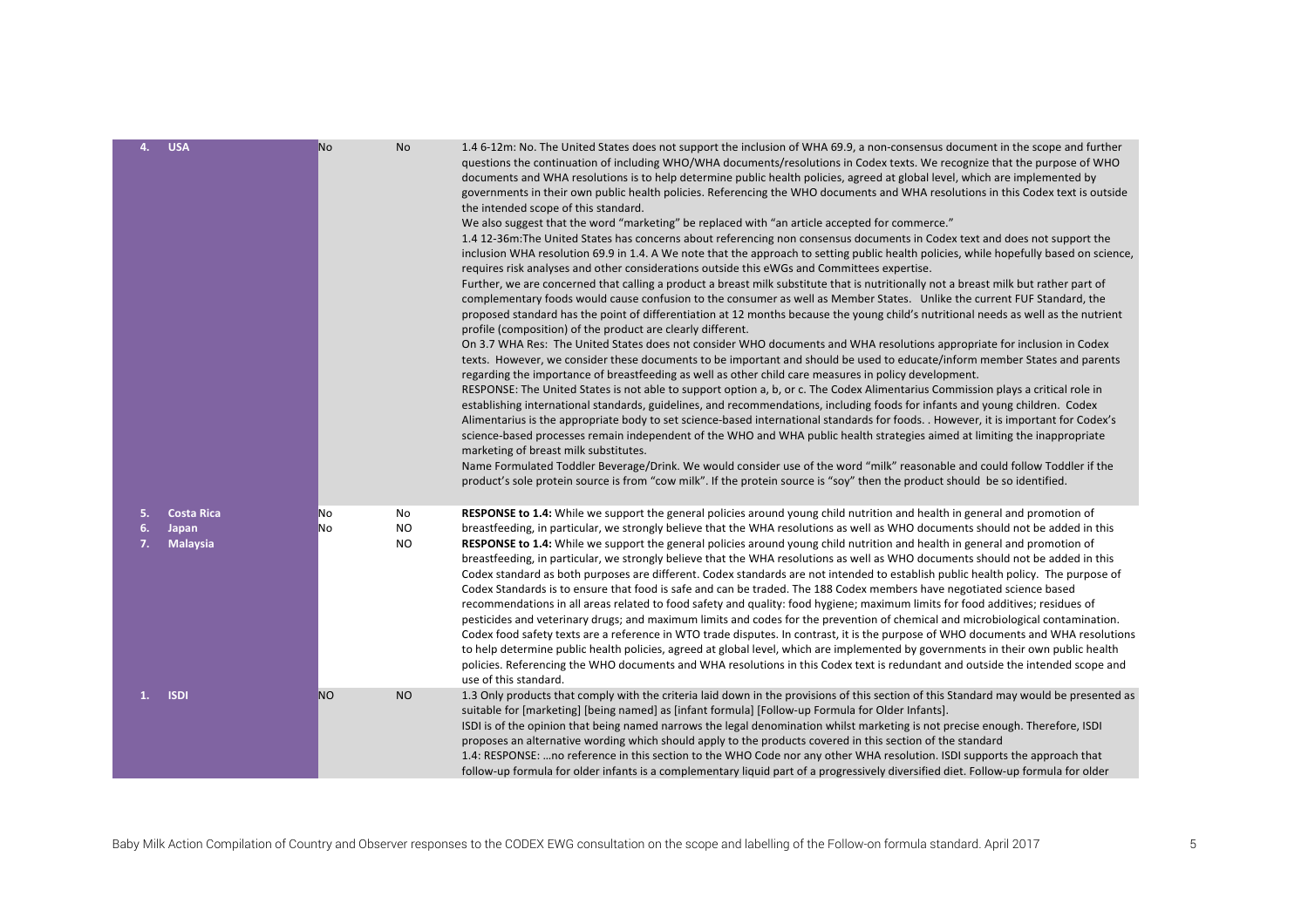| | | | | |
|---|---|---|---|---|
| 4. | USA | No | No | 1.4 6-12m: No. The United States does not support the inclusion of WHA 69.9, a non-consensus document in the scope and further questions the continuation of including WHO/WHA documents/resolutions in Codex texts. We recognize that the purpose of WHO documents and WHA resolutions is to help determine public health policies, agreed at global level, which are implemented by governments in their own public health policies. Referencing the WHO documents and WHA resolutions in this Codex text is outside the intended scope of this standard.<br>We also suggest that the word "marketing" be replaced with "an article accepted for commerce."<br>1.4 12-36m:The United States has concerns about referencing non consensus documents in Codex text and does not support the inclusion WHA resolution 69.9 in 1.4. A We note that the approach to setting public health policies, while hopefully based on science, requires risk analyses and other considerations outside this eWGs and Committees expertise.<br>Further, we are concerned that calling a product a breast milk substitute that is nutritionally not a breast milk but rather part of complementary foods would cause confusion to the consumer as well as Member States. Unlike the current FUF Standard, the proposed standard has the point of differentiation at 12 months because the young child's nutritional needs as well as the nutrient profile (composition) of the product are clearly different.<br>On 3.7 WHA Res: The United States does not consider WHO documents and WHA resolutions appropriate for inclusion in Codex texts. However, we consider these documents to be important and should be used to educate/inform member States and parents regarding the importance of breastfeeding as well as other child care measures in policy development.<br>RESPONSE: The United States is not able to support option a, b, or c. The Codex Alimentarius Commission plays a critical role in establishing international standards, guidelines, and recommendations, including foods for infants and young children. Codex Alimentarius is the appropriate body to set science-based international standards for foods. . However, it is important for Codex's science-based processes remain independent of the WHO and WHA public health strategies aimed at limiting the inappropriate marketing of breast milk substitutes.<br>Name Formulated Toddler Beverage/Drink. We would consider use of the word "milk" reasonable and could follow Toddler if the product's sole protein source is from "cow milk". If the protein source is "soy" then the product should be so identified. |
| 5.<br>6.<br>7. | Costa Rica<br>Japan<br>Malaysia | No<br>No | No<br>NO<br>NO | **RESPONSE to 1.4:** While we support the general policies around young child nutrition and health in general and promotion of breastfeeding, in particular, we strongly believe that the WHA resolutions as well as WHO documents should not be added in this<br>**RESPONSE to 1.4:** While we support the general policies around young child nutrition and health in general and promotion of breastfeeding, in particular, we strongly believe that the WHA resolutions as well as WHO documents should not be added in this Codex standard as both purposes are different. Codex standards are not intended to establish public health policy. The purpose of Codex Standards is to ensure that food is safe and can be traded. The 188 Codex members have negotiated science based recommendations in all areas related to food safety and quality: food hygiene; maximum limits for food additives; residues of pesticides and veterinary drugs; and maximum limits and codes for the prevention of chemical and microbiological contamination. Codex food safety texts are a reference in WTO trade disputes. In contrast, it is the purpose of WHO documents and WHA resolutions to help determine public health policies, agreed at global level, which are implemented by governments in their own public health policies. Referencing the WHO documents and WHA resolutions in this Codex text is redundant and outside the intended scope and use of this standard. |
| 1. | ISDI | NO | NO | 1.3 Only products that comply with the criteria laid down in the provisions of this section of this Standard may would be presented as suitable for [marketing] [being named] as [infant formula] [Follow-up Formula for Older Infants].<br>ISDI is of the opinion that being named narrows the legal denomination whilst marketing is not precise enough. Therefore, ISDI proposes an alternative wording which should apply to the products covered in this section of the standard<br>1.4: RESPONSE: …no reference in this section to the WHO Code nor any other WHA resolution. ISDI supports the approach that follow-up formula for older infants is a complementary liquid part of a progressively diversified diet. Follow-up formula for older |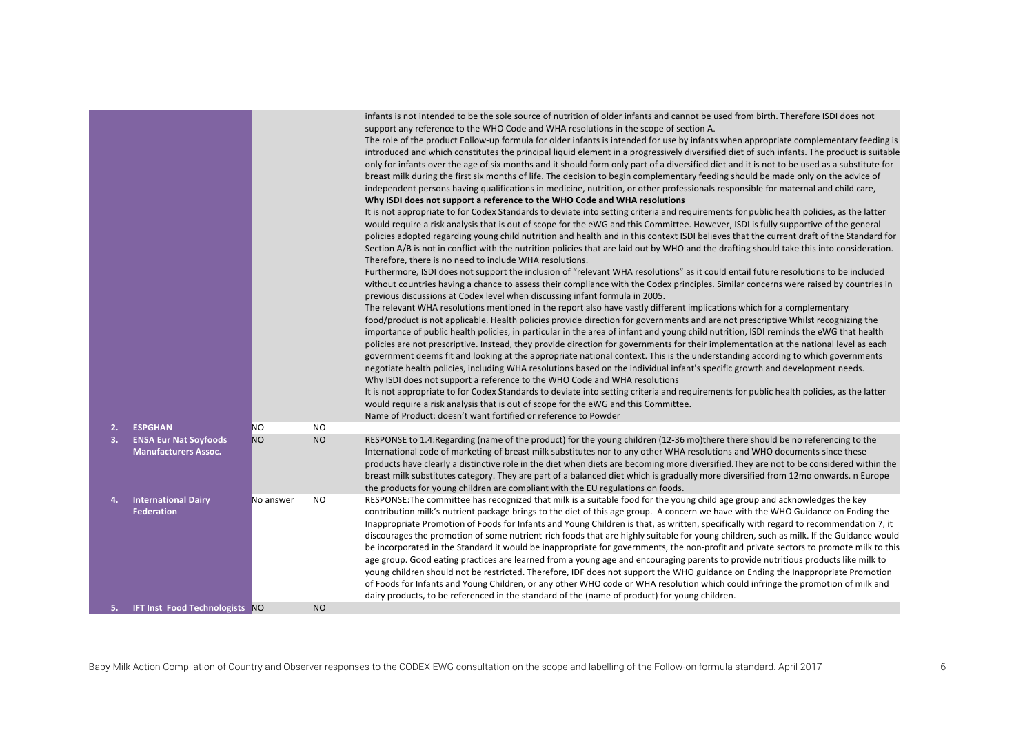| | | | | |
|---|---|---|---|---|
| | | | | infants is not intended to be the sole source of nutrition of older infants and cannot be used from birth. Therefore ISDI does not support any reference to the WHO Code and WHA resolutions in the scope of section A.<br>The role of the product Follow-up formula for older infants is intended for use by infants when appropriate complementary feeding is introduced and which constitutes the principal liquid element in a progressively diversified diet of such infants. The product is suitable only for infants over the age of six months and it should form only part of a diversified diet and it is not to be used as a substitute for breast milk during the first six months of life. The decision to begin complementary feeding should be made only on the advice of independent persons having qualifications in medicine, nutrition, or other professionals responsible for maternal and child care,<br>**Why ISDI does not support a reference to the WHO Code and WHA resolutions**<br>It is not appropriate to for Codex Standards to deviate into setting criteria and requirements for public health policies, as the latter would require a risk analysis that is out of scope for the eWG and this Committee. However, ISDI is fully supportive of the general policies adopted regarding young child nutrition and health and in this context ISDI believes that the current draft of the Standard for Section A/B is not in conflict with the nutrition policies that are laid out by WHO and the drafting should take this into consideration. Therefore, there is no need to include WHA resolutions.<br>Furthermore, ISDI does not support the inclusion of "relevant WHA resolutions" as it could entail future resolutions to be included without countries having a chance to assess their compliance with the Codex principles. Similar concerns were raised by countries in previous discussions at Codex level when discussing infant formula in 2005.<br>The relevant WHA resolutions mentioned in the report also have vastly different implications which for a complementary food/product is not applicable. Health policies provide direction for governments and are not prescriptive Whilst recognizing the importance of public health policies, in particular in the area of infant and young child nutrition, ISDI reminds the eWG that health policies are not prescriptive. Instead, they provide direction for governments for their implementation at the national level as each government deems fit and looking at the appropriate national context. This is the understanding according to which governments negotiate health policies, including WHA resolutions based on the individual infant's specific growth and development needs.<br>Why ISDI does not support a reference to the WHO Code and WHA resolutions<br>It is not appropriate to for Codex Standards to deviate into setting criteria and requirements for public health policies, as the latter would require a risk analysis that is out of scope for the eWG and this Committee.<br>Name of Product: doesn't want fortified or reference to Powder |
| **2.** | **ESPGHAN** | NO | NO | |
| **3.** | **ENSA Eur Nat Soyfoods Manufacturers Assoc.** | NO | NO | RESPONSE to 1.4:Regarding (name of the product) for the young children (12-36 mo)there there should be no referencing to the International code of marketing of breast milk substitutes nor to any other WHA resolutions and WHO documents since these products have clearly a distinctive role in the diet when diets are becoming more diversified.They are not to be considered within the breast milk substitutes category. They are part of a balanced diet which is gradually more diversified from 12mo onwards. n Europe the products for young children are compliant with the EU regulations on foods. |
| **4.** | **International Dairy Federation** | No answer | NO | RESPONSE:The committee has recognized that milk is a suitable food for the young child age group and acknowledges the key contribution milk's nutrient package brings to the diet of this age group. A concern we have with the WHO Guidance on Ending the Inappropriate Promotion of Foods for Infants and Young Children is that, as written, specifically with regard to recommendation 7, it discourages the promotion of some nutrient-rich foods that are highly suitable for young children, such as milk. If the Guidance would be incorporated in the Standard it would be inappropriate for governments, the non-profit and private sectors to promote milk to this age group. Good eating practices are learned from a young age and encouraging parents to provide nutritious products like milk to young children should not be restricted. Therefore, IDF does not support the WHO guidance on Ending the Inappropriate Promotion of Foods for Infants and Young Children, or any other WHO code or WHA resolution which could infringe the promotion of milk and dairy products, to be referenced in the standard of the (name of product) for young children. |
| **5.** | **IFT Inst Food Technologists** | NO | NO | |

Baby Milk Action Compilation of Country and Observer responses to the CODEX EWG consultation on the scope and labelling of the Follow-on formula standard. April 2017